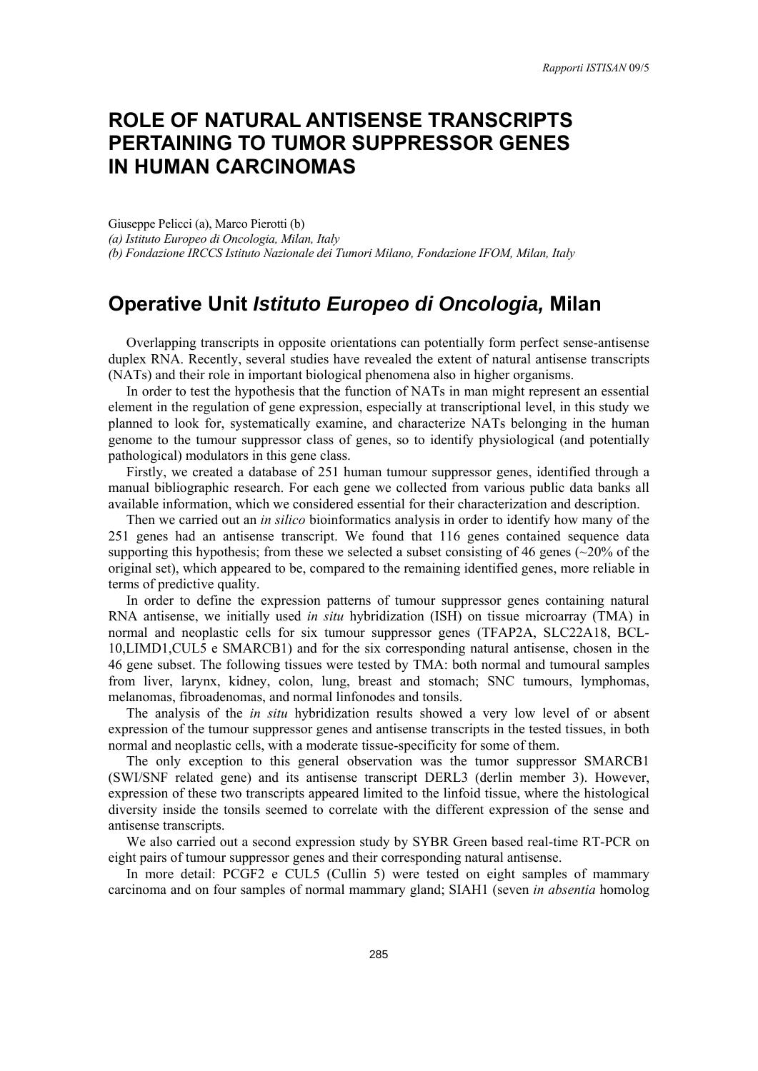# ROLE OF NATURAL ANTISENSE TRANSCRIPTS PERTAINING TO TUMOR SUPPRESSOR GENES IN HUMAN CARCINOMAS

Giuseppe Pelicci (a), Marco Pierotti (b)
*(a) Istituto Europeo di Oncologia, Milan, Italy*
*(b) Fondazione IRCCS Istituto Nazionale dei Tumori Milano, Fondazione IFOM, Milan, Italy*

## Operative Unit *Istituto Europeo di Oncologia,* Milan

Overlapping transcripts in opposite orientations can potentially form perfect sense-antisense duplex RNA. Recently, several studies have revealed the extent of natural antisense transcripts (NATs) and their role in important biological phenomena also in higher organisms.

In order to test the hypothesis that the function of NATs in man might represent an essential element in the regulation of gene expression, especially at transcriptional level, in this study we planned to look for, systematically examine, and characterize NATs belonging in the human genome to the tumour suppressor class of genes, so to identify physiological (and potentially pathological) modulators in this gene class.

Firstly, we created a database of 251 human tumour suppressor genes, identified through a manual bibliographic research. For each gene we collected from various public data banks all available information, which we considered essential for their characterization and description.

Then we carried out an *in silico* bioinformatics analysis in order to identify how many of the 251 genes had an antisense transcript. We found that 116 genes contained sequence data supporting this hypothesis; from these we selected a subset consisting of 46 genes (~20% of the original set), which appeared to be, compared to the remaining identified genes, more reliable in terms of predictive quality.

In order to define the expression patterns of tumour suppressor genes containing natural RNA antisense, we initially used *in situ* hybridization (ISH) on tissue microarray (TMA) in normal and neoplastic cells for six tumour suppressor genes (TFAP2A, SLC22A18, BCL-10,LIMD1,CUL5 e SMARCB1) and for the six corresponding natural antisense, chosen in the 46 gene subset. The following tissues were tested by TMA: both normal and tumoural samples from liver, larynx, kidney, colon, lung, breast and stomach; SNC tumours, lymphomas, melanomas, fibroadenomas, and normal linfonodes and tonsils.

The analysis of the *in situ* hybridization results showed a very low level of or absent expression of the tumour suppressor genes and antisense transcripts in the tested tissues, in both normal and neoplastic cells, with a moderate tissue-specificity for some of them.

The only exception to this general observation was the tumor suppressor SMARCB1 (SWI/SNF related gene) and its antisense transcript DERL3 (derlin member 3). However, expression of these two transcripts appeared limited to the linfoid tissue, where the histological diversity inside the tonsils seemed to correlate with the different expression of the sense and antisense transcripts.

We also carried out a second expression study by SYBR Green based real-time RT-PCR on eight pairs of tumour suppressor genes and their corresponding natural antisense.

In more detail: PCGF2 e CUL5 (Cullin 5) were tested on eight samples of mammary carcinoma and on four samples of normal mammary gland; SIAH1 (seven *in absentia* homolog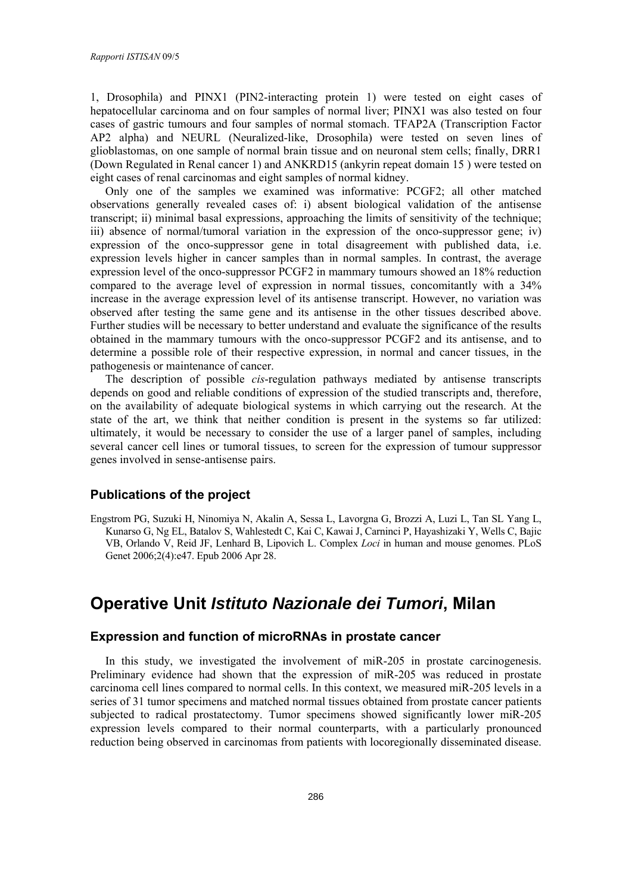1, Drosophila) and PINX1 (PIN2-interacting protein 1) were tested on eight cases of hepatocellular carcinoma and on four samples of normal liver; PINX1 was also tested on four cases of gastric tumours and four samples of normal stomach. TFAP2A (Transcription Factor AP2 alpha) and NEURL (Neuralized-like, Drosophila) were tested on seven lines of glioblastomas, on one sample of normal brain tissue and on neuronal stem cells; finally, DRR1 (Down Regulated in Renal cancer 1) and ANKRD15 (ankyrin repeat domain 15 ) were tested on eight cases of renal carcinomas and eight samples of normal kidney.

Only one of the samples we examined was informative: PCGF2; all other matched observations generally revealed cases of: i) absent biological validation of the antisense transcript; ii) minimal basal expressions, approaching the limits of sensitivity of the technique; iii) absence of normal/tumoral variation in the expression of the onco-suppressor gene; iv) expression of the onco-suppressor gene in total disagreement with published data, i.e. expression levels higher in cancer samples than in normal samples. In contrast, the average expression level of the onco-suppressor PCGF2 in mammary tumours showed an 18% reduction compared to the average level of expression in normal tissues, concomitantly with a 34% increase in the average expression level of its antisense transcript. However, no variation was observed after testing the same gene and its antisense in the other tissues described above. Further studies will be necessary to better understand and evaluate the significance of the results obtained in the mammary tumours with the onco-suppressor PCGF2 and its antisense, and to determine a possible role of their respective expression, in normal and cancer tissues, in the pathogenesis or maintenance of cancer.

The description of possible *cis*-regulation pathways mediated by antisense transcripts depends on good and reliable conditions of expression of the studied transcripts and, therefore, on the availability of adequate biological systems in which carrying out the research. At the state of the art, we think that neither condition is present in the systems so far utilized: ultimately, it would be necessary to consider the use of a larger panel of samples, including several cancer cell lines or tumoral tissues, to screen for the expression of tumour suppressor genes involved in sense-antisense pairs.

### Publications of the project

Engstrom PG, Suzuki H, Ninomiya N, Akalin A, Sessa L, Lavorgna G, Brozzi A, Luzi L, Tan SL Yang L, Kunarso G, Ng EL, Batalov S, Wahlestedt C, Kai C, Kawai J, Carninci P, Hayashizaki Y, Wells C, Bajic VB, Orlando V, Reid JF, Lenhard B, Lipovich L. Complex *Loci* in human and mouse genomes. PLoS Genet 2006;2(4):e47. Epub 2006 Apr 28.

## Operative Unit *Istituto Nazionale dei Tumori*, Milan

### Expression and function of microRNAs in prostate cancer

In this study, we investigated the involvement of miR-205 in prostate carcinogenesis. Preliminary evidence had shown that the expression of miR-205 was reduced in prostate carcinoma cell lines compared to normal cells. In this context, we measured miR-205 levels in a series of 31 tumor specimens and matched normal tissues obtained from prostate cancer patients subjected to radical prostatectomy. Tumor specimens showed significantly lower miR-205 expression levels compared to their normal counterparts, with a particularly pronounced reduction being observed in carcinomas from patients with locoregionally disseminated disease.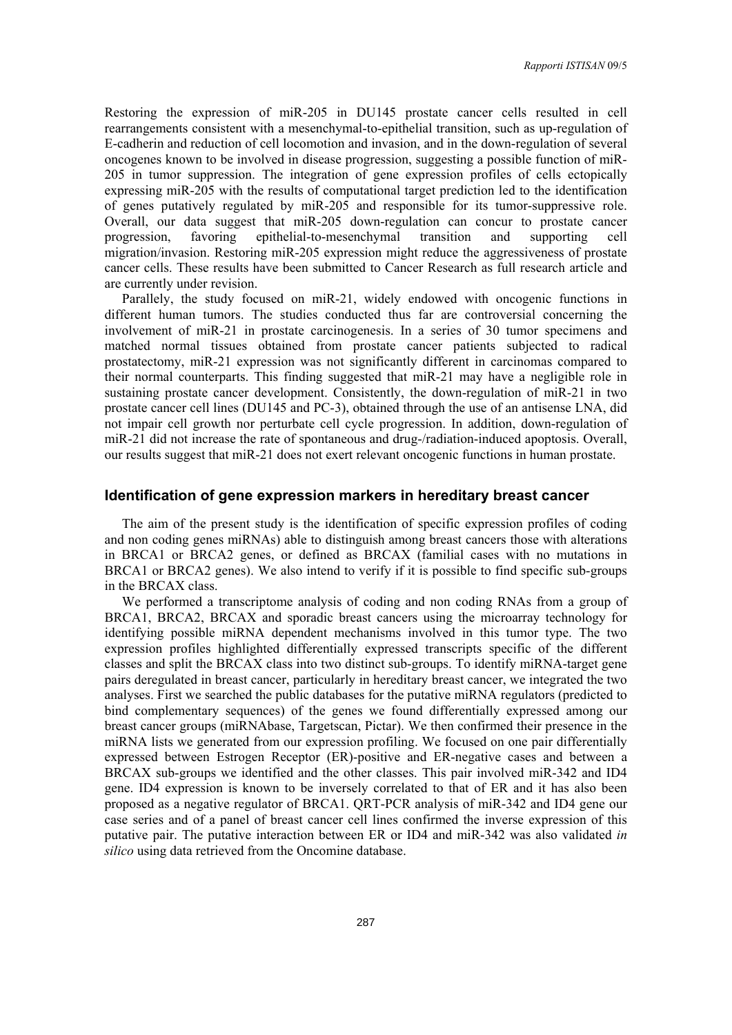Restoring the expression of miR-205 in DU145 prostate cancer cells resulted in cell rearrangements consistent with a mesenchymal-to-epithelial transition, such as up-regulation of E-cadherin and reduction of cell locomotion and invasion, and in the down-regulation of several oncogenes known to be involved in disease progression, suggesting a possible function of miR-205 in tumor suppression. The integration of gene expression profiles of cells ectopically expressing miR-205 with the results of computational target prediction led to the identification of genes putatively regulated by miR-205 and responsible for its tumor-suppressive role. Overall, our data suggest that miR-205 down-regulation can concur to prostate cancer progression, favoring epithelial-to-mesenchymal transition and supporting cell migration/invasion. Restoring miR-205 expression might reduce the aggressiveness of prostate cancer cells. These results have been submitted to Cancer Research as full research article and are currently under revision.

Parallely, the study focused on miR-21, widely endowed with oncogenic functions in different human tumors. The studies conducted thus far are controversial concerning the involvement of miR-21 in prostate carcinogenesis. In a series of 30 tumor specimens and matched normal tissues obtained from prostate cancer patients subjected to radical prostatectomy, miR-21 expression was not significantly different in carcinomas compared to their normal counterparts. This finding suggested that miR-21 may have a negligible role in sustaining prostate cancer development. Consistently, the down-regulation of miR-21 in two prostate cancer cell lines (DU145 and PC-3), obtained through the use of an antisense LNA, did not impair cell growth nor perturbate cell cycle progression. In addition, down-regulation of miR-21 did not increase the rate of spontaneous and drug-/radiation-induced apoptosis. Overall, our results suggest that miR-21 does not exert relevant oncogenic functions in human prostate.

### Identification of gene expression markers in hereditary breast cancer

The aim of the present study is the identification of specific expression profiles of coding and non coding genes miRNAs) able to distinguish among breast cancers those with alterations in BRCA1 or BRCA2 genes, or defined as BRCAX (familial cases with no mutations in BRCA1 or BRCA2 genes). We also intend to verify if it is possible to find specific sub-groups in the BRCAX class.

We performed a transcriptome analysis of coding and non coding RNAs from a group of BRCA1, BRCA2, BRCAX and sporadic breast cancers using the microarray technology for identifying possible miRNA dependent mechanisms involved in this tumor type. The two expression profiles highlighted differentially expressed transcripts specific of the different classes and split the BRCAX class into two distinct sub-groups. To identify miRNA-target gene pairs deregulated in breast cancer, particularly in hereditary breast cancer, we integrated the two analyses. First we searched the public databases for the putative miRNA regulators (predicted to bind complementary sequences) of the genes we found differentially expressed among our breast cancer groups (miRNAbase, Targetscan, Pictar). We then confirmed their presence in the miRNA lists we generated from our expression profiling. We focused on one pair differentially expressed between Estrogen Receptor (ER)-positive and ER-negative cases and between a BRCAX sub-groups we identified and the other classes. This pair involved miR-342 and ID4 gene. ID4 expression is known to be inversely correlated to that of ER and it has also been proposed as a negative regulator of BRCA1. QRT-PCR analysis of miR-342 and ID4 gene our case series and of a panel of breast cancer cell lines confirmed the inverse expression of this putative pair. The putative interaction between ER or ID4 and miR-342 was also validated *in silico* using data retrieved from the Oncomine database.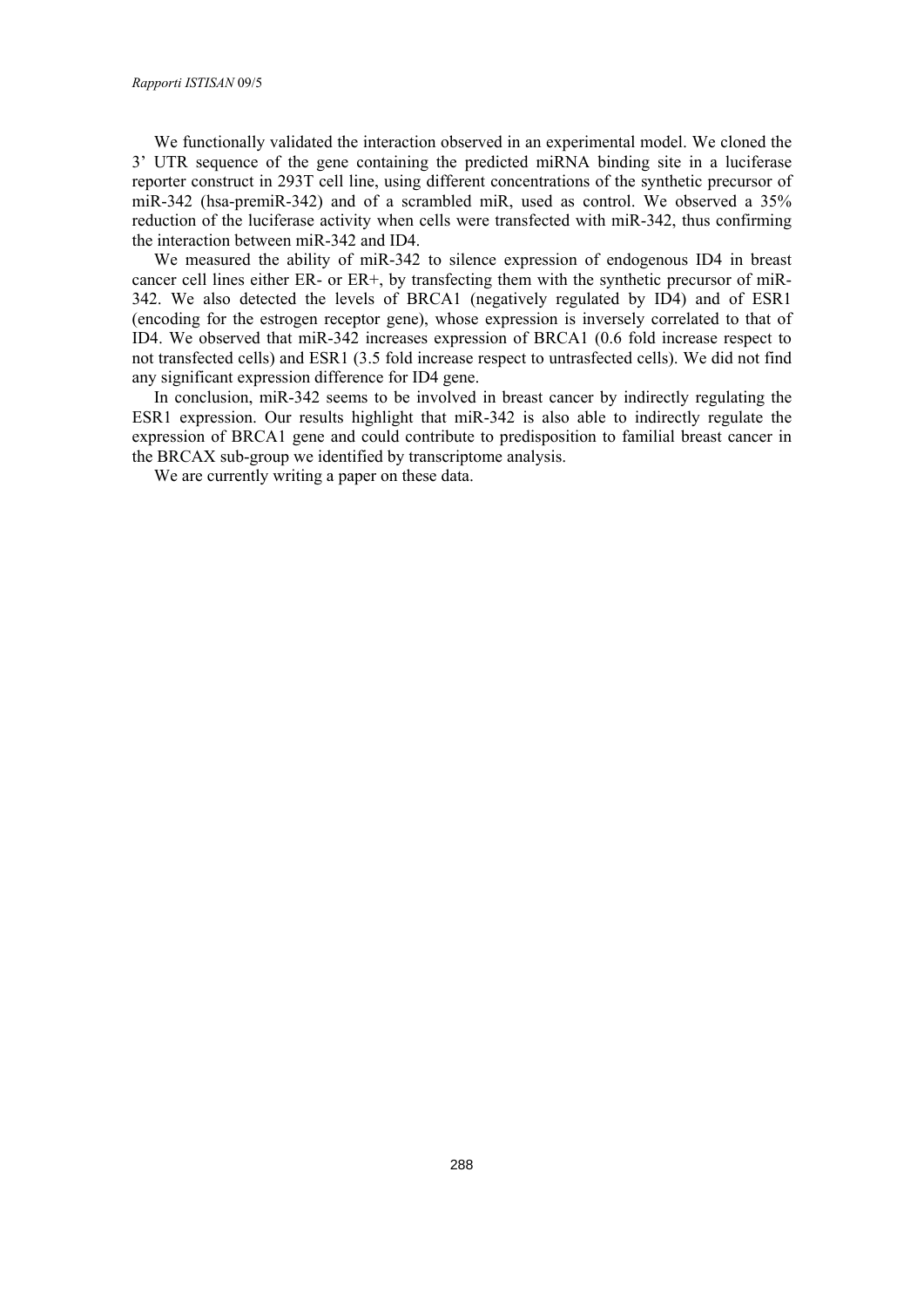We functionally validated the interaction observed in an experimental model. We cloned the 3' UTR sequence of the gene containing the predicted miRNA binding site in a luciferase reporter construct in 293T cell line, using different concentrations of the synthetic precursor of miR-342 (hsa-premiR-342) and of a scrambled miR, used as control. We observed a 35% reduction of the luciferase activity when cells were transfected with miR-342, thus confirming the interaction between miR-342 and ID4.

We measured the ability of miR-342 to silence expression of endogenous ID4 in breast cancer cell lines either ER- or ER+, by transfecting them with the synthetic precursor of miR-342. We also detected the levels of BRCA1 (negatively regulated by ID4) and of ESR1 (encoding for the estrogen receptor gene), whose expression is inversely correlated to that of ID4. We observed that miR-342 increases expression of BRCA1 (0.6 fold increase respect to not transfected cells) and ESR1 (3.5 fold increase respect to untrasfected cells). We did not find any significant expression difference for ID4 gene.

In conclusion, miR-342 seems to be involved in breast cancer by indirectly regulating the ESR1 expression. Our results highlight that miR-342 is also able to indirectly regulate the expression of BRCA1 gene and could contribute to predisposition to familial breast cancer in the BRCAX sub-group we identified by transcriptome analysis.

We are currently writing a paper on these data.